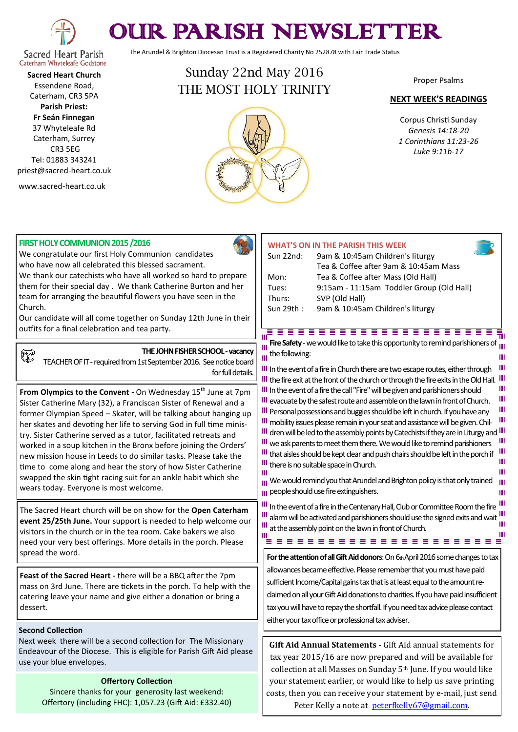# OUR PARISH NEWSLETTER

The Arundel & Brighton Diocesan Trust is a Registered Charity No 252878 with Fair Trade Status

Sacred Heart Parish
Caterham Whyteleafe Godstone

**Sacred Heart Church**
Essendene Road,
Caterham, CR3 5PA
**Parish Priest:**
**Fr Seán Finnegan**
37 Whyteleafe Rd
Caterham, Surrey
CR3 5EG
Tel: 01883 343241
priest@sacred-heart.co.uk

www.sacred-heart.co.uk

## Sunday 22nd May 2016
## THE MOST HOLY TRINITY

Proper Psalms

**NEXT WEEK'S READINGS**

Corpus Christi Sunday
*Genesis 14:18-20*
*1 Corinthians 11:23-26*
*Luke 9:11b-17*

### FIRST HOLY COMMUNION 2015 /2016

We congratulate our first Holy Communion candidates who have now all celebrated this blessed sacrament.
We thank our catechists who have all worked so hard to prepare them for their special day . We thank Catherine Burton and her team for arranging the beautiful flowers you have seen in the Church.
Our candidate will all come together on Sunday 12th June in their outfits for a final celebration and tea party.

**THE JOHN FISHER SCHOOL - vacancy**
TEACHER OF IT - required from 1st September 2016. See notice board for full details.

**From Olympics to the Convent -** On Wednesday 15th June at 7pm Sister Catherine Mary (32), a Franciscan Sister of Renewal and a former Olympian Speed – Skater, will be talking about hanging up her skates and devoting her life to serving God in full time ministry. Sister Catherine served as a tutor, facilitated retreats and worked in a soup kitchen in the Bronx before joining the Orders' new mission house in Leeds to do similar tasks. Please take the time to come along and hear the story of how Sister Catherine swapped the skin tight racing suit for an ankle habit which she wears today. Everyone is most welcome.

The Sacred Heart church will be on show for the **Open Caterham event 25/25th June.** Your support is needed to help welcome our visitors in the church or in the tea room. Cake bakers we also need your very best offerings. More details in the porch. Please spread the word.

**Feast of the Sacred Heart -** there will be a BBQ after the 7pm mass on 3rd June. There are tickets in the porch. To help with the catering leave your name and give either a donation or bring a dessert.

**Second Collection**
Next week there will be a second collection for The Missionary Endeavour of the Diocese. This is eligible for Parish Gift Aid please use your blue envelopes.

**Offertory Collection**
Sincere thanks for your generosity last weekend:
Offertory (including FHC): 1,057.23 (Gift Aid: £332.40)

### WHAT'S ON IN THE PARISH THIS WEEK

| | |
|---|---|
| Sun 22nd: | 9am & 10:45am Children's liturgy<br>Tea & Coffee after 9am & 10:45am Mass |
| Mon: | Tea & Coffee after Mass (Old Hall) |
| Tues: | 9:15am - 11:15am Toddler Group (Old Hall) |
| Thurs: | SVP (Old Hall) |
| Sun 29th : | 9am & 10:45am Children's liturgy |

**Fire Safety** - we would like to take this opportunity to remind parishioners of the following:

In the event of a fire in Church there are two escape routes, either through the fire exit at the front of the church or through the fire exits in the Old Hall. In the event of a fire the call "Fire" will be given and parishioners should evacuate by the safest route and assemble on the lawn in front of Church. Personal possessions and buggies should be left in church. If you have any mobility issues please remain in your seat and assistance will be given. Children will be led to the assembly points by Catechists if they are in Liturgy and we ask parents to meet them there. We would like to remind parishioners that aisles should be kept clear and push chairs should be left in the porch if there is no suitable space in Church.

We would remind you that Arundel and Brighton policy is that only trained people should use fire extinguishers.

In the event of a fire in the Centenary Hall, Club or Committee Room the fire alarm will be activated and parishioners should use the signed exits and wait at the assembly point on the lawn in front of Church.

**For the attention of all Gift Aid donors**: On 6th April 2016 some changes to tax allowances became effective. Please remember that you must have paid sufficient Income/Capital gains tax that is at least equal to the amount reclaimed on all your Gift Aid donations to charities. If you have paid insufficient tax you will have to repay the shortfall. If you need tax advice please contact either your tax office or professional tax adviser.

**Gift Aid Annual Statements** - Gift Aid annual statements for tax year 2015/16 are now prepared and will be available for collection at all Masses on Sunday 5th June. If you would like your statement earlier, or would like to help us save printing costs, then you can receive your statement by e-mail, just send Peter Kelly a note at peterfkelly67@gmail.com.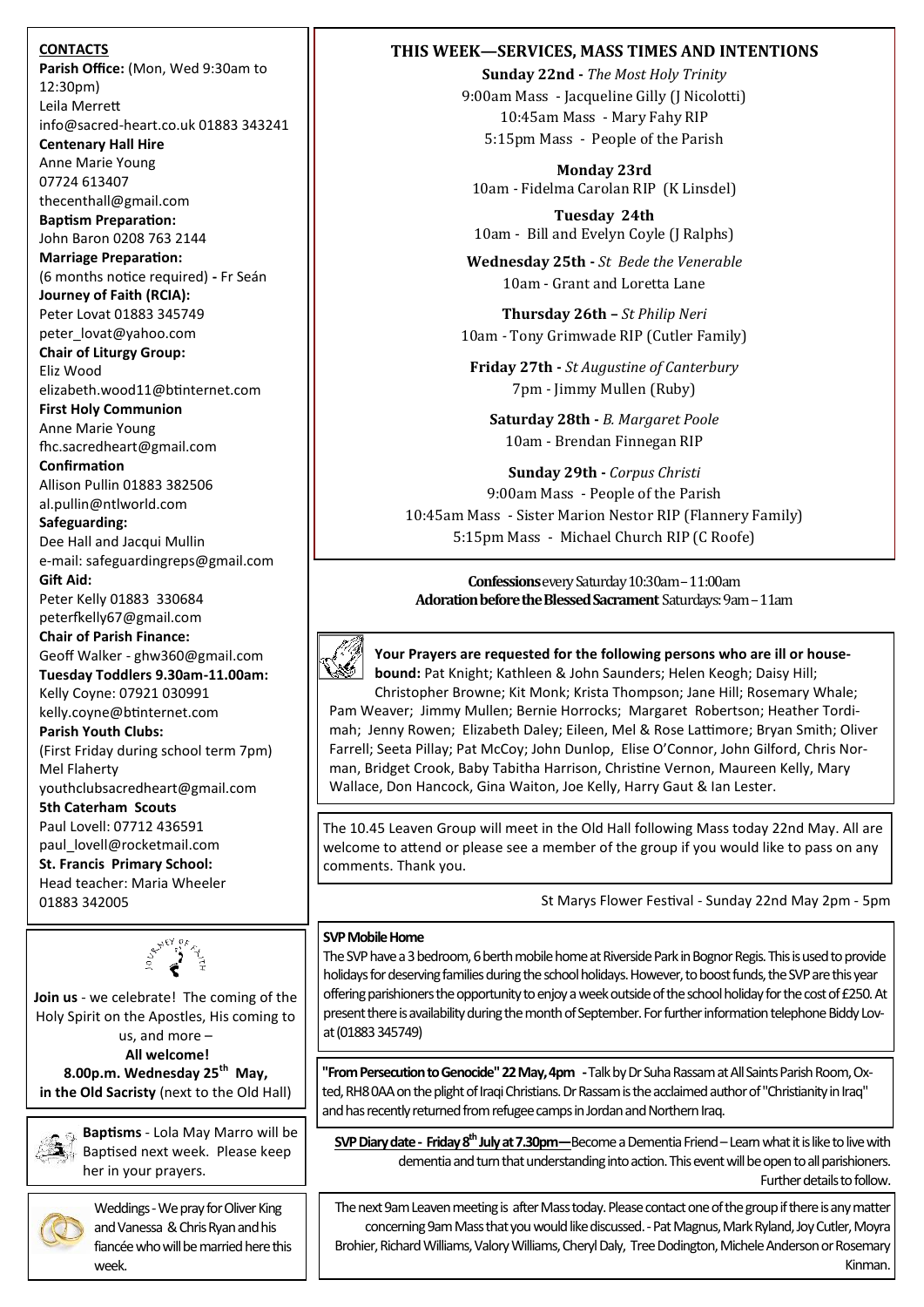## CONTACTS

**Parish Office:** (Mon, Wed 9:30am to 12:30pm)
Leila Merrett
info@sacred-heart.co.uk 01883 343241

**Centenary Hall Hire**
Anne Marie Young
07724 613407
thecenthall@gmail.com

**Baptism Preparation:**
John Baron 0208 763 2144

**Marriage Preparation:**
(6 months notice required) - Fr Seán

**Journey of Faith (RCIA):**
Peter Lovat 01883 345749
peter_lovat@yahoo.com

**Chair of Liturgy Group:**
Eliz Wood
elizabeth.wood11@btinternet.com

**First Holy Communion**
Anne Marie Young
fhc.sacredheart@gmail.com

**Confirmation**
Allison Pullin 01883 382506
al.pullin@ntlworld.com

**Safeguarding:**
Dee Hall and Jacqui Mullin
e-mail: safeguardingreps@gmail.com

**Gift Aid:**
Peter Kelly 01883 330684
peterfkelly67@gmail.com

**Chair of Parish Finance:**
Geoff Walker - ghw360@gmail.com

**Tuesday Toddlers 9.30am-11.00am:**
Kelly Coyne: 07921 030991
kelly.coyne@btinternet.com

**Parish Youth Clubs:**
(First Friday during school term 7pm)
Mel Flaherty
youthclubsacredheart@gmail.com

**5th Caterham Scouts**
Paul Lovell: 07712 436591
paul_lovell@rocketmail.com

**St. Francis Primary School:**
Head teacher: Maria Wheeler
01883 342005

**Join us** - we celebrate! The coming of the Holy Spirit on the Apostles, His coming to us, and more –
**All welcome!**
**8.00p.m. Wednesday 25th May, in the Old Sacristy** (next to the Old Hall)

**Baptisms** - Lola May Marro will be Baptised next week. Please keep her in your prayers.

Weddings - We pray for Oliver King and Vanessa & Chris Ryan and his fiancée who will be married here this week.

## THIS WEEK—SERVICES, MASS TIMES AND INTENTIONS

**Sunday 22nd -** *The Most Holy Trinity*
9:00am Mass - Jacqueline Gilly (J Nicolotti)
10:45am Mass - Mary Fahy RIP
5:15pm Mass - People of the Parish

**Monday 23rd**
10am - Fidelma Carolan RIP (K Linsdel)

**Tuesday 24th**
10am - Bill and Evelyn Coyle (J Ralphs)

**Wednesday 25th -** *St Bede the Venerable*
10am - Grant and Loretta Lane

**Thursday 26th –** *St Philip Neri*
10am - Tony Grimwade RIP (Cutler Family)

**Friday 27th -** *St Augustine of Canterbury*
7pm - Jimmy Mullen (Ruby)

**Saturday 28th -** *B. Margaret Poole*
10am - Brendan Finnegan RIP

**Sunday 29th -** *Corpus Christi*
9:00am Mass - People of the Parish
10:45am Mass - Sister Marion Nestor RIP (Flannery Family)
5:15pm Mass - Michael Church RIP (C Roofe)

**Confessions** every Saturday 10:30am – 11:00am
**Adoration before the Blessed Sacrament** Saturdays: 9am – 11am

**Your Prayers are requested for the following persons who are ill or housebound:** Pat Knight; Kathleen & John Saunders; Helen Keogh; Daisy Hill; Christopher Browne; Kit Monk; Krista Thompson; Jane Hill; Rosemary Whale; Pam Weaver; Jimmy Mullen; Bernie Horrocks; Margaret Robertson; Heather Tordimah; Jenny Rowen; Elizabeth Daley; Eileen, Mel & Rose Lattimore; Bryan Smith; Oliver Farrell; Seeta Pillay; Pat McCoy; John Dunlop, Elise O'Connor, John Gilford, Chris Norman, Bridget Crook, Baby Tabitha Harrison, Christine Vernon, Maureen Kelly, Mary Wallace, Don Hancock, Gina Waiton, Joe Kelly, Harry Gaut & Ian Lester.

The 10.45 Leaven Group will meet in the Old Hall following Mass today 22nd May. All are welcome to attend or please see a member of the group if you would like to pass on any comments. Thank you.

St Marys Flower Festival - Sunday 22nd May 2pm - 5pm

**SVP Mobile Home**
The SVP have a 3 bedroom, 6 berth mobile home at Riverside Park in Bognor Regis. This is used to provide holidays for deserving families during the school holidays. However, to boost funds, the SVP are this year offering parishioners the opportunity to enjoy a week outside of the school holiday for the cost of £250. At present there is availability during the month of September. For further information telephone Biddy Lovat (01883 345749)

**"From Persecution to Genocide" 22 May, 4pm -** Talk by Dr Suha Rassam at All Saints Parish Room, Oxted, RH8 0AA on the plight of Iraqi Christians. Dr Rassam is the acclaimed author of "Christianity in Iraq" and has recently returned from refugee camps in Jordan and Northern Iraq.

**SVP Diary date - Friday 8th July at 7.30pm—** Become a Dementia Friend – Learn what it is like to live with dementia and turn that understanding into action. This event will be open to all parishioners. Further details to follow.

The next 9am Leaven meeting is after Mass today. Please contact one of the group if there is any matter concerning 9am Mass that you would like discussed. - Pat Magnus, Mark Ryland, Joy Cutler, Moyra Brohier, Richard Williams, Valory Williams, Cheryl Daly, Tree Dodington, Michele Anderson or Rosemary Kinman.